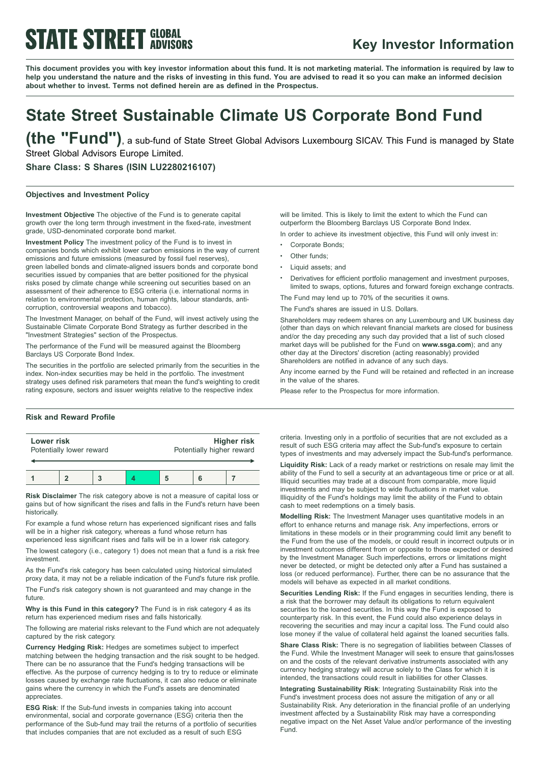**STATE STREET GLOBAL ADVISORS**

# Key Investor Information

**This document provides you with key investor information about this fund. It is not marketing material. The information is required by law to help you understand the nature and the risks of investing in this fund. You are advised to read it so you can make an informed decision about whether to invest. Terms not defined herein are as defined in the Prospectus.**

# State Street Sustainable Climate US Corporate Bond Fund (the "Fund"), a sub-fund of State Street Global Advisors Luxembourg SICAV. This Fund is managed by State Street Global Advisors Europe Limited.

**Share Class: S Shares (ISIN LU2280216107)**

## Objectives and Investment Policy

**Investment Objective** The objective of the Fund is to generate capital growth over the long term through investment in the fixed-rate, investment grade, USD-denominated corporate bond market.

**Investment Policy** The investment policy of the Fund is to invest in companies bonds which exhibit lower carbon emissions in the way of current emissions and future emissions (measured by fossil fuel reserves), green labelled bonds and climate-aligned issuers bonds and corporate bond securities issued by companies that are better positioned for the physical risks posed by climate change while screening out securities based on an assessment of their adherence to ESG criteria (i.e. international norms in relation to environmental protection, human rights, labour standards, anti-corruption, controversial weapons and tobacco).

The Investment Manager, on behalf of the Fund, will invest actively using the Sustainable Climate Corporate Bond Strategy as further described in the "Investment Strategies" section of the Prospectus.

The performance of the Fund will be measured against the Bloomberg Barclays US Corporate Bond Index.

The securities in the portfolio are selected primarily from the securities in the index. Non-index securities may be held in the portfolio. The investment strategy uses defined risk parameters that mean the fund's weighting to credit rating exposure, sectors and issuer weights relative to the respective index will be limited. This is likely to limit the extent to which the Fund can outperform the Bloomberg Barclays US Corporate Bond Index.

In order to achieve its investment objective, this Fund will only invest in:

- Corporate Bonds;
- Other funds;
- Liquid assets; and
- Derivatives for efficient portfolio management and investment purposes, limited to swaps, options, futures and forward foreign exchange contracts.

The Fund may lend up to 70% of the securities it owns.

The Fund's shares are issued in U.S. Dollars.

Shareholders may redeem shares on any Luxembourg and UK business day (other than days on which relevant financial markets are closed for business and/or the day preceding any such day provided that a list of such closed market days will be published for the Fund on **www.ssga.com**); and any other day at the Directors' discretion (acting reasonably) provided Shareholders are notified in advance of any such days.

Any income earned by the Fund will be retained and reflected in an increase in the value of the shares.

Please refer to the Prospectus for more information.

## Risk and Reward Profile

| **Lower risk** Potentially lower reward | | | | | | **Higher risk** Potentially higher reward |
|---|---|---|---|---|---|---|
| 1 | 2 | 3 | **4** | 5 | 6 | 7 |

**Risk Disclaimer** The risk category above is not a measure of capital loss or gains but of how significant the rises and falls in the Fund's return have been historically.

For example a fund whose return has experienced significant rises and falls will be in a higher risk category, whereas a fund whose return has experienced less significant rises and falls will be in a lower risk category.

The lowest category (i.e., category 1) does not mean that a fund is a risk free investment.

As the Fund's risk category has been calculated using historical simulated proxy data, it may not be a reliable indication of the Fund's future risk profile.

The Fund's risk category shown is not guaranteed and may change in the future.

**Why is this Fund in this category?** The Fund is in risk category 4 as its return has experienced medium rises and falls historically.

The following are material risks relevant to the Fund which are not adequately captured by the risk category.

**Currency Hedging Risk:** Hedges are sometimes subject to imperfect matching between the hedging transaction and the risk sought to be hedged. There can be no assurance that the Fund's hedging transactions will be effective. As the purpose of currency hedging is to try to reduce or eliminate losses caused by exchange rate fluctuations, it can also reduce or eliminate gains where the currency in which the Fund's assets are denominated appreciates.

**ESG Risk**: If the Sub-fund invests in companies taking into account environmental, social and corporate governance (ESG) criteria then the performance of the Sub-fund may trail the returns of a portfolio of securities that includes companies that are not excluded as a result of such ESG criteria. Investing only in a portfolio of securities that are not excluded as a result of such ESG criteria may affect the Sub-fund's exposure to certain types of investments and may adversely impact the Sub-fund's performance.

**Liquidity Risk:** Lack of a ready market or restrictions on resale may limit the ability of the Fund to sell a security at an advantageous time or price or at all. Illiquid securities may trade at a discount from comparable, more liquid investments and may be subject to wide fluctuations in market value. Illiquidity of the Fund's holdings may limit the ability of the Fund to obtain cash to meet redemptions on a timely basis.

**Modelling Risk:** The Investment Manager uses quantitative models in an effort to enhance returns and manage risk. Any imperfections, errors or limitations in these models or in their programming could limit any benefit to the Fund from the use of the models, or could result in incorrect outputs or in investment outcomes different from or opposite to those expected or desired by the Investment Manager. Such imperfections, errors or limitations might never be detected, or might be detected only after a Fund has sustained a loss (or reduced performance). Further, there can be no assurance that the models will behave as expected in all market conditions.

**Securities Lending Risk:** If the Fund engages in securities lending, there is a risk that the borrower may default its obligations to return equivalent securities to the loaned securities. In this way the Fund is exposed to counterparty risk. In this event, the Fund could also experience delays in recovering the securities and may incur a capital loss. The Fund could also lose money if the value of collateral held against the loaned securities falls.

**Share Class Risk:** There is no segregation of liabilities between Classes of the Fund. While the Investment Manager will seek to ensure that gains/losses on and the costs of the relevant derivative instruments associated with any currency hedging strategy will accrue solely to the Class for which it is intended, the transactions could result in liabilities for other Classes.

**Integrating Sustainability Risk**: Integrating Sustainability Risk into the Fund's investment process does not assure the mitigation of any or all Sustainability Risk. Any deterioration in the financial profile of an underlying investment affected by a Sustainability Risk may have a corresponding negative impact on the Net Asset Value and/or performance of the investing Fund.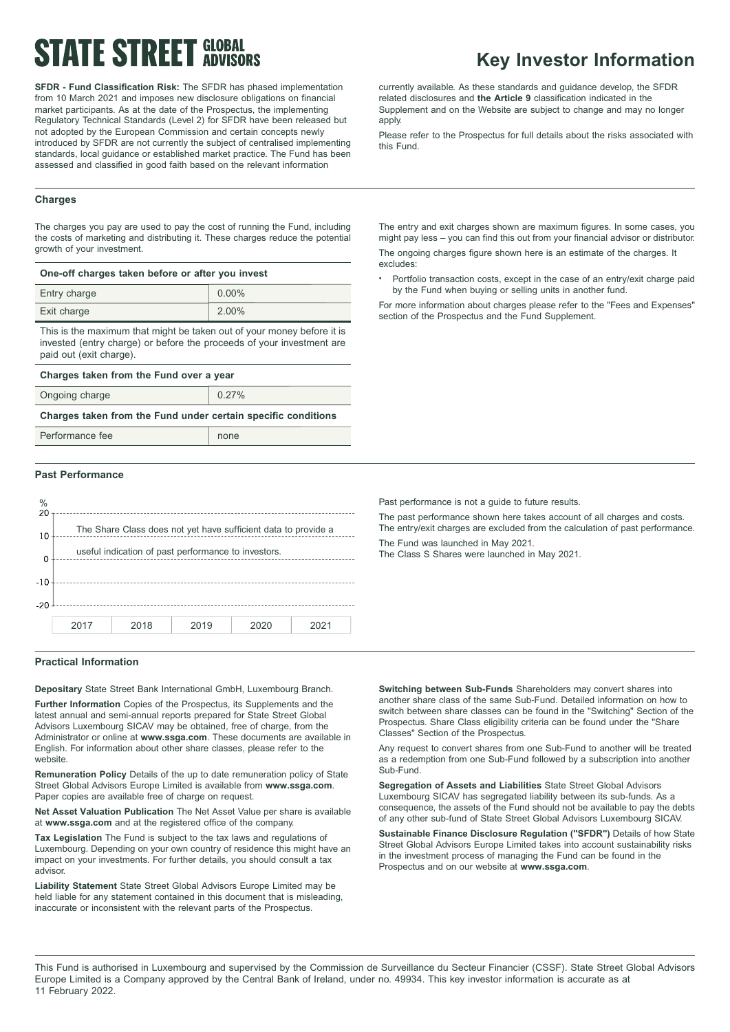**SFDR - Fund Classification Risk:** The SFDR has phased implementation from 10 March 2021 and imposes new disclosure obligations on financial market participants. As at the date of the Prospectus, the implementing Regulatory Technical Standards (Level 2) for SFDR have been released but not adopted by the European Commission and certain concepts newly introduced by SFDR are not currently the subject of centralised implementing standards, local guidance or established market practice. The Fund has been assessed and classified in good faith based on the relevant information currently available. As these standards and guidance develop, the SFDR related disclosures and **the Article 9** classification indicated in the Supplement and on the Website are subject to change and may no longer apply.

Please refer to the Prospectus for full details about the risks associated with this Fund.

## Charges

The charges you pay are used to pay the cost of running the Fund, including the costs of marketing and distributing it. These charges reduce the potential growth of your investment.

| One-off charges taken before or after you invest | |
|---|---|
| Entry charge | 0.00% |
| Exit charge | 2.00% |

This is the maximum that might be taken out of your money before it is invested (entry charge) or before the proceeds of your investment are paid out (exit charge).

| Charges taken from the Fund over a year | |
|---|---|
| Ongoing charge | 0.27% |
| **Charges taken from the Fund under certain specific conditions** | |
| Performance fee | none |

The entry and exit charges shown are maximum figures. In some cases, you might pay less – you can find this out from your financial advisor or distributor.

The ongoing charges figure shown here is an estimate of the charges. It excludes:

- Portfolio transaction costs, except in the case of an entry/exit charge paid by the Fund when buying or selling units in another fund.

For more information about charges please refer to the "Fees and Expenses" section of the Prospectus and the Fund Supplement.

## Past Performance

%
20
10
0
-10
-20
The Share Class does not yet have sufficient data to provide a useful indication of past performance to investors.
2017 2018 2019 2020 2021

Past performance is not a guide to future results.

The past performance shown here takes account of all charges and costs. The entry/exit charges are excluded from the calculation of past performance.

The Fund was launched in May 2021.
The Class S Shares were launched in May 2021.

## Practical Information

**Depositary** State Street Bank International GmbH, Luxembourg Branch.

**Further Information** Copies of the Prospectus, its Supplements and the latest annual and semi-annual reports prepared for State Street Global Advisors Luxembourg SICAV may be obtained, free of charge, from the Administrator or online at **www.ssga.com**. These documents are available in English. For information about other share classes, please refer to the website.

**Remuneration Policy** Details of the up to date remuneration policy of State Street Global Advisors Europe Limited is available from **www.ssga.com**. Paper copies are available free of charge on request.

**Net Asset Valuation Publication** The Net Asset Value per share is available at **www.ssga.com** and at the registered office of the company.

**Tax Legislation** The Fund is subject to the tax laws and regulations of Luxembourg. Depending on your own country of residence this might have an impact on your investments. For further details, you should consult a tax advisor.

**Liability Statement** State Street Global Advisors Europe Limited may be held liable for any statement contained in this document that is misleading, inaccurate or inconsistent with the relevant parts of the Prospectus.

**Switching between Sub-Funds** Shareholders may convert shares into another share class of the same Sub-Fund. Detailed information on how to switch between share classes can be found in the "Switching" Section of the Prospectus. Share Class eligibility criteria can be found under the "Share Classes" Section of the Prospectus.

Any request to convert shares from one Sub-Fund to another will be treated as a redemption from one Sub-Fund followed by a subscription into another Sub-Fund.

**Segregation of Assets and Liabilities** State Street Global Advisors Luxembourg SICAV has segregated liability between its sub-funds. As a consequence, the assets of the Fund should not be available to pay the debts of any other sub-fund of State Street Global Advisors Luxembourg SICAV.

**Sustainable Finance Disclosure Regulation ("SFDR")** Details of how State Street Global Advisors Europe Limited takes into account sustainability risks in the investment process of managing the Fund can be found in the Prospectus and on our website at **www.ssga.com**.

This Fund is authorised in Luxembourg and supervised by the Commission de Surveillance du Secteur Financier (CSSF). State Street Global Advisors Europe Limited is a Company approved by the Central Bank of Ireland, under no. 49934. This key investor information is accurate as at 11 February 2022.